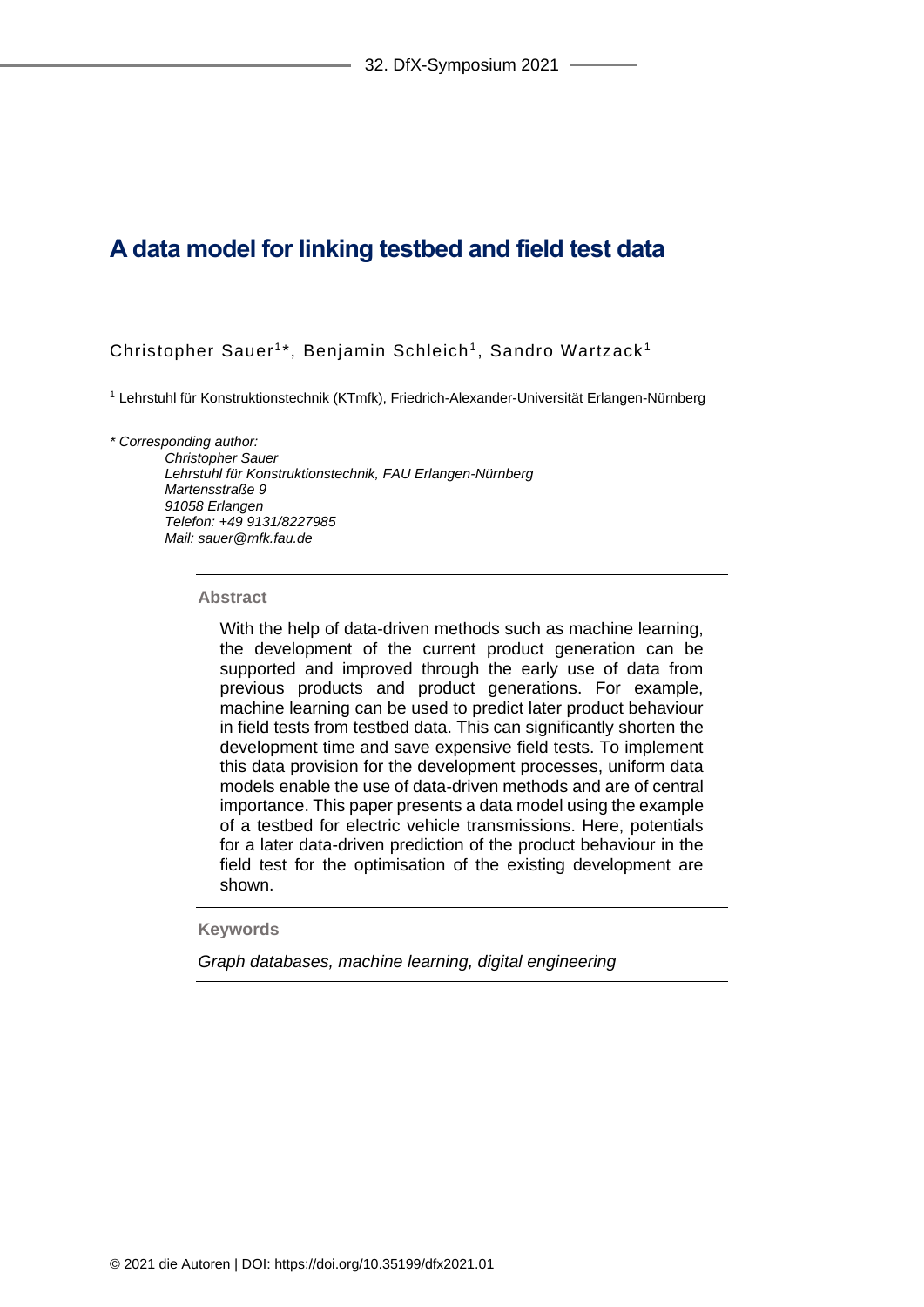# A data model for linking testbed and field test data

Christopher Sauer[1]*, Benjamin Schleich[1], Sandro Wartzack[1]

[1] Lehrstuhl für Konstruktionstechnik (KTmfk), Friedrich-Alexander-Universität Erlangen-Nürnberg

*\* Corresponding author:*
*Christopher Sauer*
*Lehrstuhl für Konstruktionstechnik, FAU Erlangen-Nürnberg*
*Martensstraße 9*
*91058 Erlangen*
*Telefon: +49 9131/8227985*
*Mail: sauer@mfk.fau.de*

---

**Abstract**

With the help of data-driven methods such as machine learning, the development of the current product generation can be supported and improved through the early use of data from previous products and product generations. For example, machine learning can be used to predict later product behaviour in field tests from testbed data. This can significantly shorten the development time and save expensive field tests. To implement this data provision for the development processes, uniform data models enable the use of data-driven methods and are of central importance. This paper presents a data model using the example of a testbed for electric vehicle transmissions. Here, potentials for a later data-driven prediction of the product behaviour in the field test for the optimisation of the existing development are shown.

---

**Keywords**

*Graph databases, machine learning, digital engineering*

---

© 2021 die Autoren | DOI: https://doi.org/10.35199/dfx2021.01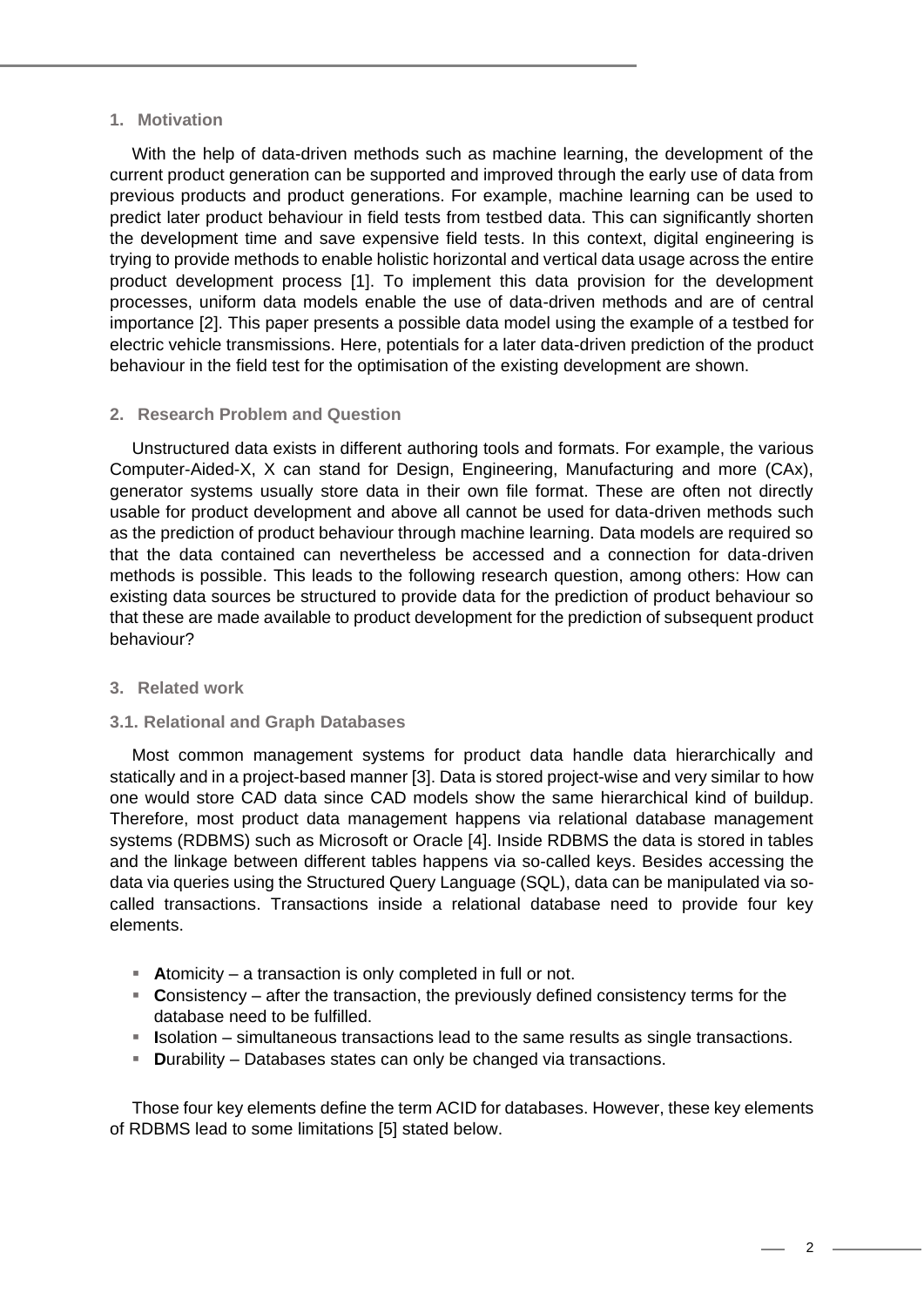## 1. Motivation

With the help of data-driven methods such as machine learning, the development of the current product generation can be supported and improved through the early use of data from previous products and product generations. For example, machine learning can be used to predict later product behaviour in field tests from testbed data. This can significantly shorten the development time and save expensive field tests. In this context, digital engineering is trying to provide methods to enable holistic horizontal and vertical data usage across the entire product development process [1]. To implement this data provision for the development processes, uniform data models enable the use of data-driven methods and are of central importance [2]. This paper presents a possible data model using the example of a testbed for electric vehicle transmissions. Here, potentials for a later data-driven prediction of the product behaviour in the field test for the optimisation of the existing development are shown.

## 2. Research Problem and Question

Unstructured data exists in different authoring tools and formats. For example, the various Computer-Aided-X, X can stand for Design, Engineering, Manufacturing and more (CAx), generator systems usually store data in their own file format. These are often not directly usable for product development and above all cannot be used for data-driven methods such as the prediction of product behaviour through machine learning. Data models are required so that the data contained can nevertheless be accessed and a connection for data-driven methods is possible. This leads to the following research question, among others: How can existing data sources be structured to provide data for the prediction of product behaviour so that these are made available to product development for the prediction of subsequent product behaviour?

## 3. Related work

### 3.1. Relational and Graph Databases

Most common management systems for product data handle data hierarchically and statically and in a project-based manner [3]. Data is stored project-wise and very similar to how one would store CAD data since CAD models show the same hierarchical kind of buildup. Therefore, most product data management happens via relational database management systems (RDBMS) such as Microsoft or Oracle [4]. Inside RDBMS the data is stored in tables and the linkage between different tables happens via so-called keys. Besides accessing the data via queries using the Structured Query Language (SQL), data can be manipulated via so-called transactions. Transactions inside a relational database need to provide four key elements.

- **A**tomicity – a transaction is only completed in full or not.
- **C**onsistency – after the transaction, the previously defined consistency terms for the database need to be fulfilled.
- **I**solation – simultaneous transactions lead to the same results as single transactions.
- **D**urability – Databases states can only be changed via transactions.

Those four key elements define the term ACID for databases. However, these key elements of RDBMS lead to some limitations [5] stated below.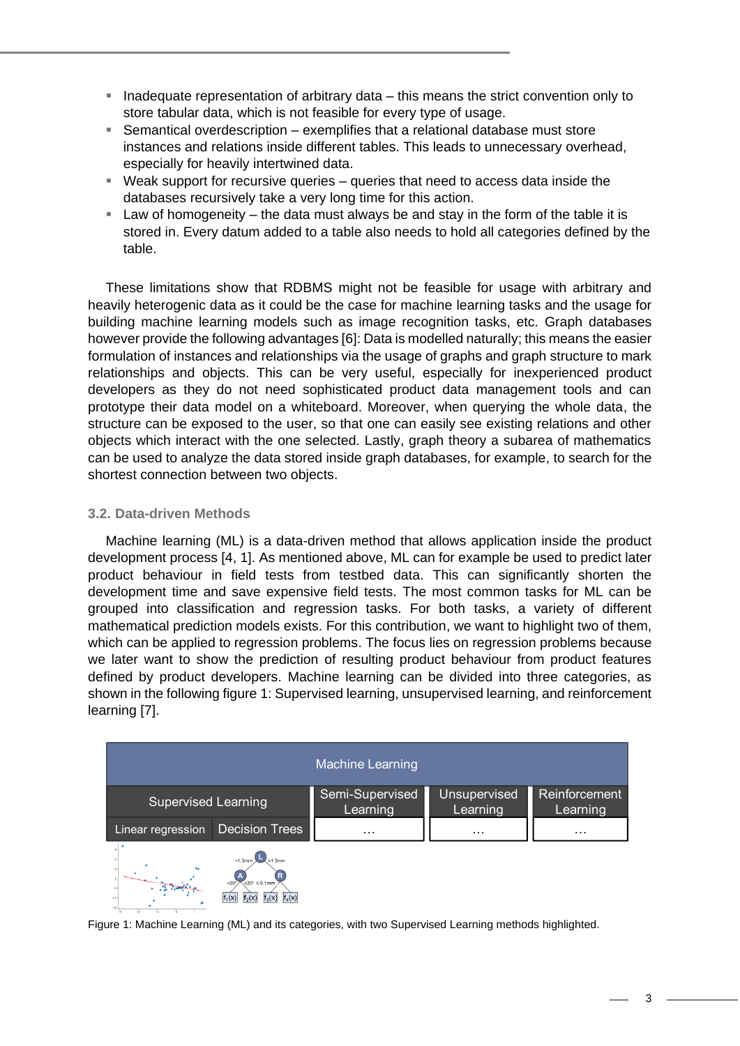- Inadequate representation of arbitrary data – this means the strict convention only to store tabular data, which is not feasible for every type of usage.
- Semantical overdescription – exemplifies that a relational database must store instances and relations inside different tables. This leads to unnecessary overhead, especially for heavily intertwined data.
- Weak support for recursive queries – queries that need to access data inside the databases recursively take a very long time for this action.
- Law of homogeneity – the data must always be and stay in the form of the table it is stored in. Every datum added to a table also needs to hold all categories defined by the table.

These limitations show that RDBMS might not be feasible for usage with arbitrary and heavily heterogenic data as it could be the case for machine learning tasks and the usage for building machine learning models such as image recognition tasks, etc. Graph databases however provide the following advantages [6]: Data is modelled naturally; this means the easier formulation of instances and relationships via the usage of graphs and graph structure to mark relationships and objects. This can be very useful, especially for inexperienced product developers as they do not need sophisticated product data management tools and can prototype their data model on a whiteboard. Moreover, when querying the whole data, the structure can be exposed to the user, so that one can easily see existing relations and other objects which interact with the one selected. Lastly, graph theory a subarea of mathematics can be used to analyze the data stored inside graph databases, for example, to search for the shortest connection between two objects.

### 3.2. Data-driven Methods

Machine learning (ML) is a data-driven method that allows application inside the product development process [4, 1]. As mentioned above, ML can for example be used to predict later product behaviour in field tests from testbed data. This can significantly shorten the development time and save expensive field tests. The most common tasks for ML can be grouped into classification and regression tasks. For both tasks, a variety of different mathematical prediction models exists. For this contribution, we want to highlight two of them, which can be applied to regression problems. The focus lies on regression problems because we later want to show the prediction of resulting product behaviour from product features defined by product developers. Machine learning can be divided into three categories, as shown in the following figure 1: Supervised learning, unsupervised learning, and reinforcement learning [7].

Machine Learning

Supervised Learning

Semi-Supervised Learning

Unsupervised Learning

Reinforcement Learning

Linear regression

Decision Trees

…

…

…

L

<1.3mm

≥1.3mm

A

R

<20°

≥20°

≤ 0.1mm

$f_1(x)$ $f_2(x)$ $f_3(x)$ $f_4(x)$

Figure 1: Machine Learning (ML) and its categories, with two Supervised Learning methods highlighted.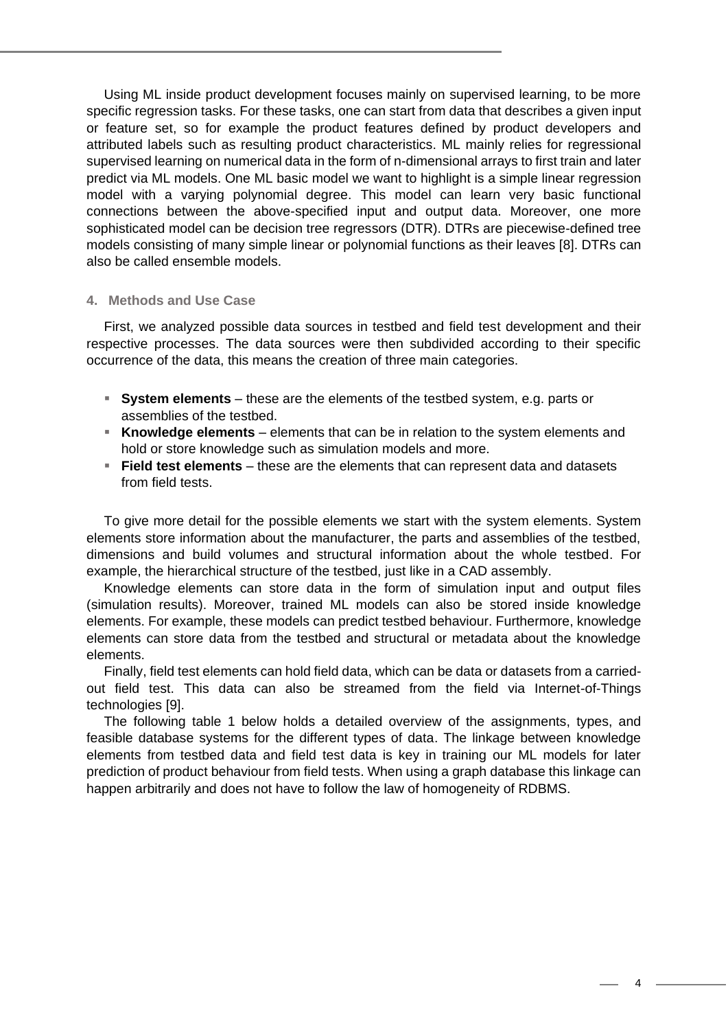Using ML inside product development focuses mainly on supervised learning, to be more specific regression tasks. For these tasks, one can start from data that describes a given input or feature set, so for example the product features defined by product developers and attributed labels such as resulting product characteristics. ML mainly relies for regressional supervised learning on numerical data in the form of n-dimensional arrays to first train and later predict via ML models. One ML basic model we want to highlight is a simple linear regression model with a varying polynomial degree. This model can learn very basic functional connections between the above-specified input and output data. Moreover, one more sophisticated model can be decision tree regressors (DTR). DTRs are piecewise-defined tree models consisting of many simple linear or polynomial functions as their leaves [8]. DTRs can also be called ensemble models.

## 4. Methods and Use Case

First, we analyzed possible data sources in testbed and field test development and their respective processes. The data sources were then subdivided according to their specific occurrence of the data, this means the creation of three main categories.

- **System elements** – these are the elements of the testbed system, e.g. parts or assemblies of the testbed.
- **Knowledge elements** – elements that can be in relation to the system elements and hold or store knowledge such as simulation models and more.
- **Field test elements** – these are the elements that can represent data and datasets from field tests.

To give more detail for the possible elements we start with the system elements. System elements store information about the manufacturer, the parts and assemblies of the testbed, dimensions and build volumes and structural information about the whole testbed. For example, the hierarchical structure of the testbed, just like in a CAD assembly.

Knowledge elements can store data in the form of simulation input and output files (simulation results). Moreover, trained ML models can also be stored inside knowledge elements. For example, these models can predict testbed behaviour. Furthermore, knowledge elements can store data from the testbed and structural or metadata about the knowledge elements.

Finally, field test elements can hold field data, which can be data or datasets from a carried-out field test. This data can also be streamed from the field via Internet-of-Things technologies [9].

The following table 1 below holds a detailed overview of the assignments, types, and feasible database systems for the different types of data. The linkage between knowledge elements from testbed data and field test data is key in training our ML models for later prediction of product behaviour from field tests. When using a graph database this linkage can happen arbitrarily and does not have to follow the law of homogeneity of RDBMS.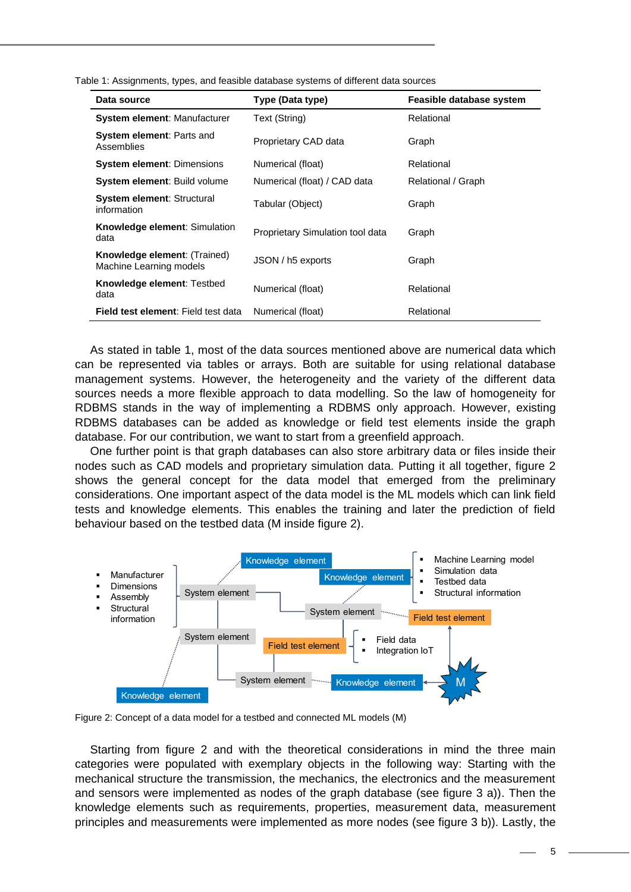Table 1: Assignments, types, and feasible database systems of different data sources

| Data source | Type (Data type) | Feasible database system |
|---|---|---|
| **System element**: Manufacturer | Text (String) | Relational |
| **System element**: Parts and Assemblies | Proprietary CAD data | Graph |
| **System element**: Dimensions | Numerical (float) | Relational |
| **System element**: Build volume | Numerical (float) / CAD data | Relational / Graph |
| **System element**: Structural information | Tabular (Object) | Graph |
| **Knowledge element**: Simulation data | Proprietary Simulation tool data | Graph |
| **Knowledge element**: (Trained) Machine Learning models | JSON / h5 exports | Graph |
| **Knowledge element**: Testbed data | Numerical (float) | Relational |
| **Field test element**: Field test data | Numerical (float) | Relational |

As stated in table 1, most of the data sources mentioned above are numerical data which can be represented via tables or arrays. Both are suitable for using relational database management systems. However, the heterogeneity and the variety of the different data sources needs a more flexible approach to data modelling. So the law of homogeneity for RDBMS stands in the way of implementing a RDBMS only approach. However, existing RDBMS databases can be added as knowledge or field test elements inside the graph database. For our contribution, we want to start from a greenfield approach.

One further point is that graph databases can also store arbitrary data or files inside their nodes such as CAD models and proprietary simulation data. Putting it all together, figure 2 shows the general concept for the data model that emerged from the preliminary considerations. One important aspect of the data model is the ML models which can link field tests and knowledge elements. This enables the training and later the prediction of field behaviour based on the testbed data (M inside figure 2).

Knowledge element
Knowledge element
Machine Learning model
Simulation data
Testbed data
Structural information
Manufacturer
Dimensions
Assembly
Structural information
System element
System element
Field test element
System element
Field test element
Field data
Integration IoT
System element
Knowledge element
M
Knowledge element

Figure 2: Concept of a data model for a testbed and connected ML models (M)

Starting from figure 2 and with the theoretical considerations in mind the three main categories were populated with exemplary objects in the following way: Starting with the mechanical structure the transmission, the mechanics, the electronics and the measurement and sensors were implemented as nodes of the graph database (see figure 3 a)). Then the knowledge elements such as requirements, properties, measurement data, measurement principles and measurements were implemented as more nodes (see figure 3 b)). Lastly, the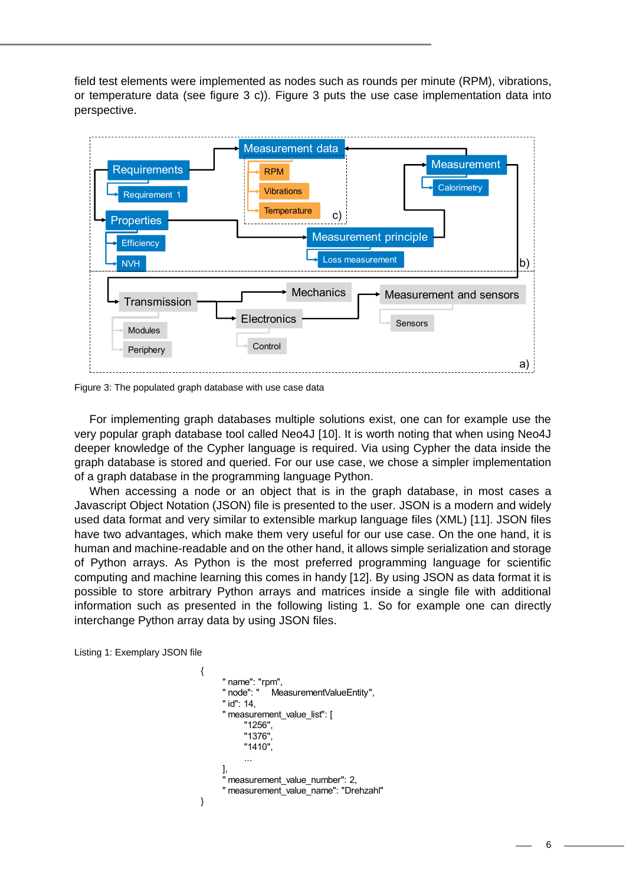field test elements were implemented as nodes such as rounds per minute (RPM), vibrations, or temperature data (see figure 3 c)). Figure 3 puts the use case implementation data into perspective.

Measurement data
RPM
Vibrations
Temperature
c)
Requirements
Requirement 1
Properties
Efficiency
NVH
Measurement
Calorimetry
Measurement principle
Loss measurement
b)
Transmission
Modules
Periphery
Mechanics
Electronics
Control
Measurement and sensors
Sensors
a)

Figure 3: The populated graph database with use case data

For implementing graph databases multiple solutions exist, one can for example use the very popular graph database tool called Neo4J [10]. It is worth noting that when using Neo4J deeper knowledge of the Cypher language is required. Via using Cypher the data inside the graph database is stored and queried. For our use case, we chose a simpler implementation of a graph database in the programming language Python.

When accessing a node or an object that is in the graph database, in most cases a Javascript Object Notation (JSON) file is presented to the user. JSON is a modern and widely used data format and very similar to extensible markup language files (XML) [11]. JSON files have two advantages, which make them very useful for our use case. On the one hand, it is human and machine-readable and on the other hand, it allows simple serialization and storage of Python arrays. As Python is the most preferred programming language for scientific computing and machine learning this comes in handy [12]. By using JSON as data format it is possible to store arbitrary Python arrays and matrices inside a single file with additional information such as presented in the following listing 1. So for example one can directly interchange Python array data by using JSON files.

Listing 1: Exemplary JSON file

```
{
    " name": "rpm",
    " node": "    MeasurementValueEntity",
    " id": 14,
    " measurement_value_list": [
        "1256",
        "1376",
        "1410",
        ...
    ],
    " measurement_value_number": 2,
    " measurement_value_name": "Drehzahl"
}
```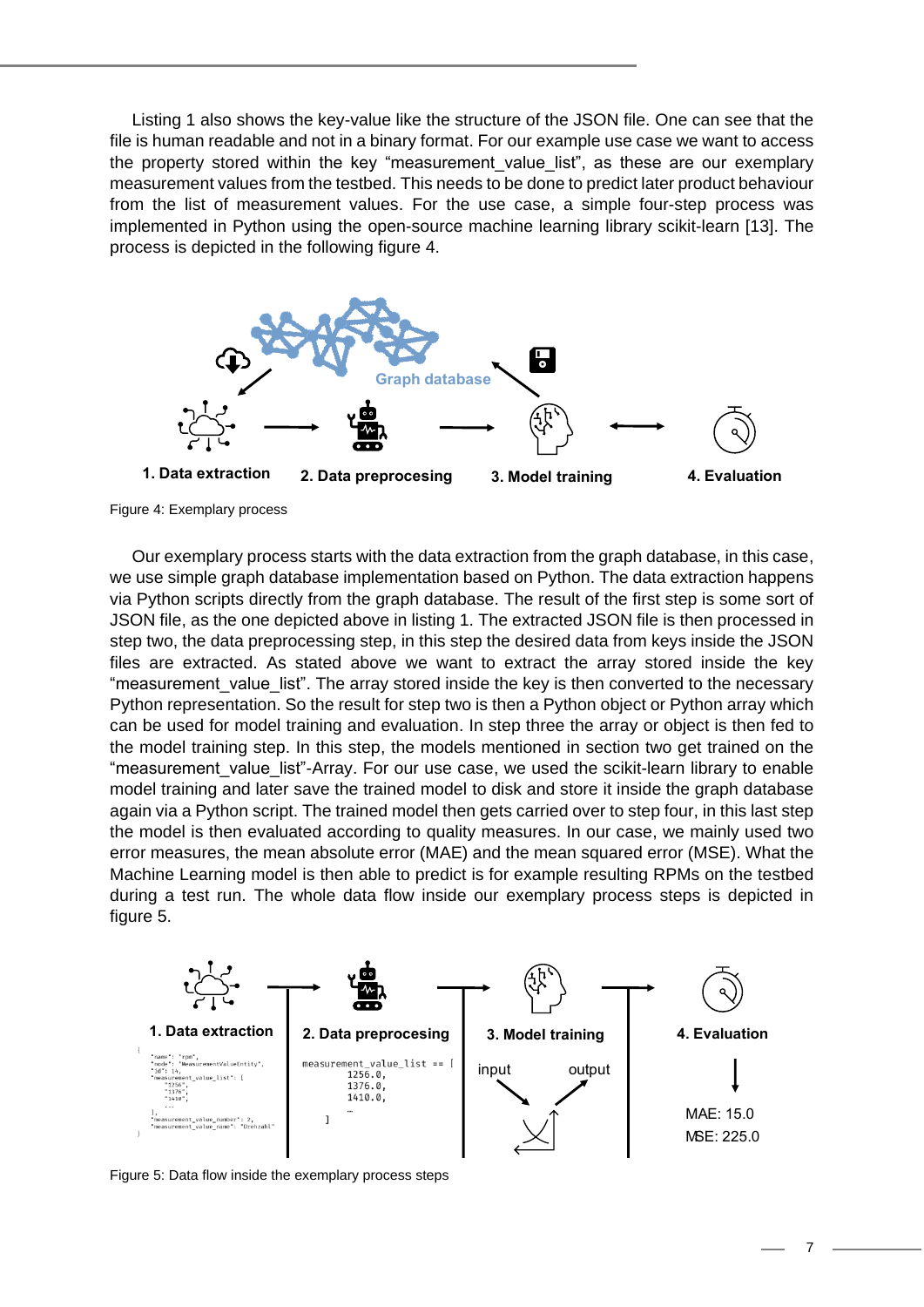Listing 1 also shows the key-value like the structure of the JSON file. One can see that the file is human readable and not in a binary format. For our example use case we want to access the property stored within the key "measurement_value_list", as these are our exemplary measurement values from the testbed. This needs to be done to predict later product behaviour from the list of measurement values. For the use case, a simple four-step process was implemented in Python using the open-source machine learning library scikit-learn [13]. The process is depicted in the following figure 4.

Graph database

1. Data extraction

2. Data preprocessing

3. Model training

4. Evaluation

Figure 4: Exemplary process

Our exemplary process starts with the data extraction from the graph database, in this case, we use simple graph database implementation based on Python. The data extraction happens via Python scripts directly from the graph database. The result of the first step is some sort of JSON file, as the one depicted above in listing 1. The extracted JSON file is then processed in step two, the data preprocessing step, in this step the desired data from keys inside the JSON files are extracted. As stated above we want to extract the array stored inside the key "measurement_value_list". The array stored inside the key is then converted to the necessary Python representation. So the result for step two is then a Python object or Python array which can be used for model training and evaluation. In step three the array or object is then fed to the model training step. In this step, the models mentioned in section two get trained on the "measurement_value_list"-Array. For our use case, we used the scikit-learn library to enable model training and later save the trained model to disk and store it inside the graph database again via a Python script. The trained model then gets carried over to step four, in this last step the model is then evaluated according to quality measures. In our case, we mainly used two error measures, the mean absolute error (MAE) and the mean squared error (MSE). What the Machine Learning model is then able to predict is for example resulting RPMs on the testbed during a test run. The whole data flow inside our exemplary process steps is depicted in figure 5.

1. Data extraction

2. Data preprocessing

3. Model training

4. Evaluation

```
{
    "name": "rpm",
    "node": "MeasurementValueEntity",
    "id": 14,
    "measurement_value_list": [
        "1256",
        "1376",
        "1410",
        ...
    ],
    "measurement_value_number": 2,
    "measurement_value_name": "Drehzahl"
}
```

```
measurement_value_list == [
        1256.0,
        1376.0,
        1410.0,
        ...
    ]
```

input

output

MAE: 15.0

MSE: 225.0

Figure 5: Data flow inside the exemplary process steps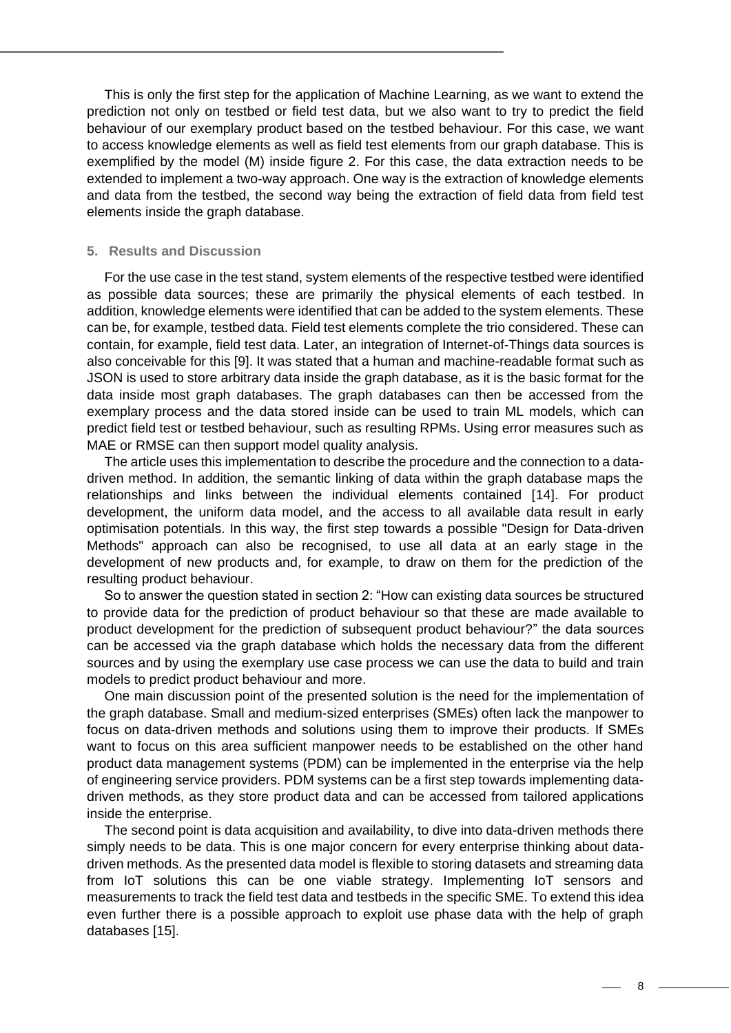This is only the first step for the application of Machine Learning, as we want to extend the prediction not only on testbed or field test data, but we also want to try to predict the field behaviour of our exemplary product based on the testbed behaviour. For this case, we want to access knowledge elements as well as field test elements from our graph database. This is exemplified by the model (M) inside figure 2. For this case, the data extraction needs to be extended to implement a two-way approach. One way is the extraction of knowledge elements and data from the testbed, the second way being the extraction of field data from field test elements inside the graph database.

## 5. Results and Discussion

For the use case in the test stand, system elements of the respective testbed were identified as possible data sources; these are primarily the physical elements of each testbed. In addition, knowledge elements were identified that can be added to the system elements. These can be, for example, testbed data. Field test elements complete the trio considered. These can contain, for example, field test data. Later, an integration of Internet-of-Things data sources is also conceivable for this [9]. It was stated that a human and machine-readable format such as JSON is used to store arbitrary data inside the graph database, as it is the basic format for the data inside most graph databases. The graph databases can then be accessed from the exemplary process and the data stored inside can be used to train ML models, which can predict field test or testbed behaviour, such as resulting RPMs. Using error measures such as MAE or RMSE can then support model quality analysis.

The article uses this implementation to describe the procedure and the connection to a data-driven method. In addition, the semantic linking of data within the graph database maps the relationships and links between the individual elements contained [14]. For product development, the uniform data model, and the access to all available data result in early optimisation potentials. In this way, the first step towards a possible "Design for Data-driven Methods" approach can also be recognised, to use all data at an early stage in the development of new products and, for example, to draw on them for the prediction of the resulting product behaviour.

So to answer the question stated in section 2: “How can existing data sources be structured to provide data for the prediction of product behaviour so that these are made available to product development for the prediction of subsequent product behaviour?” the data sources can be accessed via the graph database which holds the necessary data from the different sources and by using the exemplary use case process we can use the data to build and train models to predict product behaviour and more.

One main discussion point of the presented solution is the need for the implementation of the graph database. Small and medium-sized enterprises (SMEs) often lack the manpower to focus on data-driven methods and solutions using them to improve their products. If SMEs want to focus on this area sufficient manpower needs to be established on the other hand product data management systems (PDM) can be implemented in the enterprise via the help of engineering service providers. PDM systems can be a first step towards implementing data-driven methods, as they store product data and can be accessed from tailored applications inside the enterprise.

The second point is data acquisition and availability, to dive into data-driven methods there simply needs to be data. This is one major concern for every enterprise thinking about data-driven methods. As the presented data model is flexible to storing datasets and streaming data from IoT solutions this can be one viable strategy. Implementing IoT sensors and measurements to track the field test data and testbeds in the specific SME. To extend this idea even further there is a possible approach to exploit use phase data with the help of graph databases [15].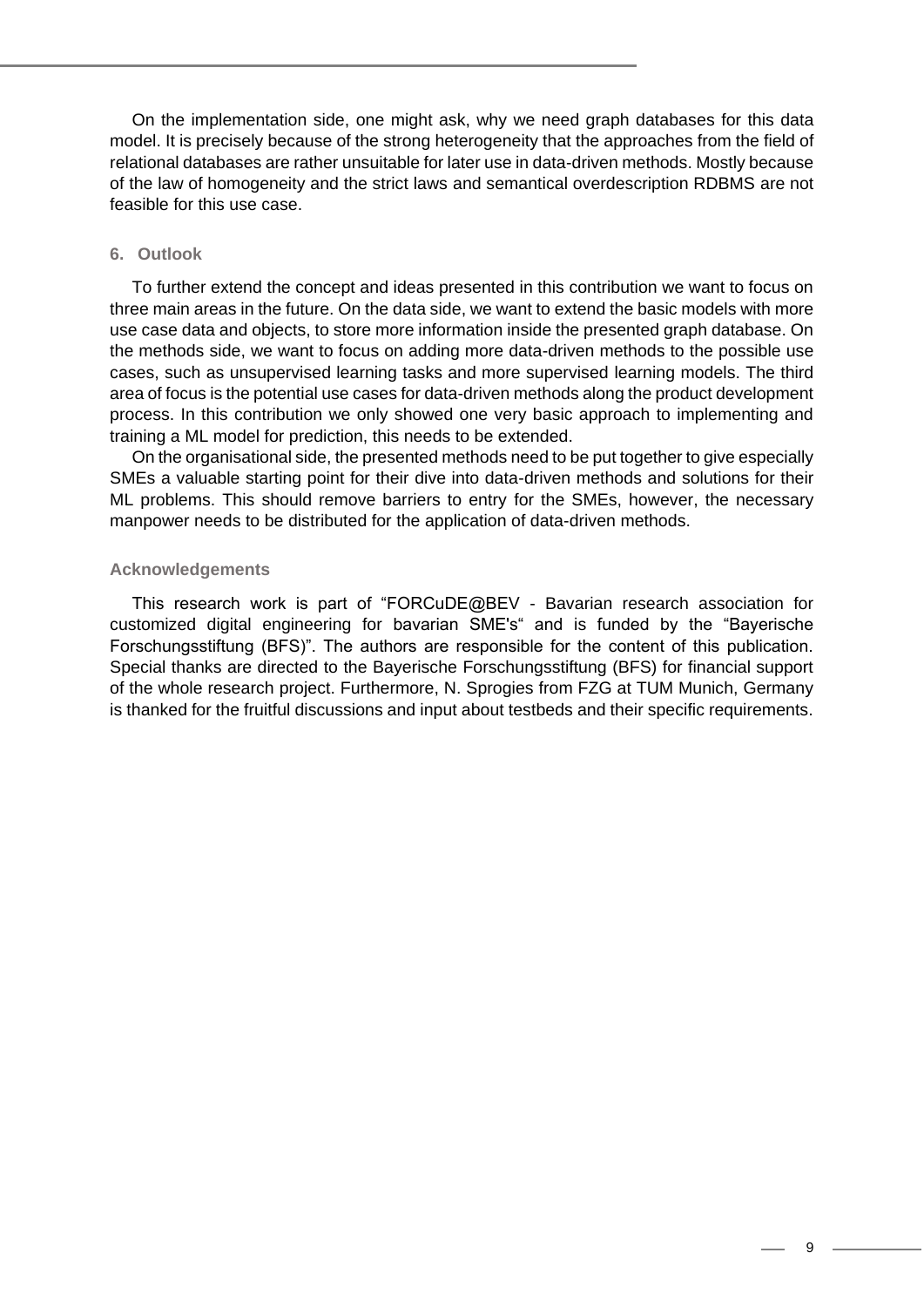On the implementation side, one might ask, why we need graph databases for this data model. It is precisely because of the strong heterogeneity that the approaches from the field of relational databases are rather unsuitable for later use in data-driven methods. Mostly because of the law of homogeneity and the strict laws and semantical overdescription RDBMS are not feasible for this use case.

## 6. Outlook

To further extend the concept and ideas presented in this contribution we want to focus on three main areas in the future. On the data side, we want to extend the basic models with more use case data and objects, to store more information inside the presented graph database. On the methods side, we want to focus on adding more data-driven methods to the possible use cases, such as unsupervised learning tasks and more supervised learning models. The third area of focus is the potential use cases for data-driven methods along the product development process. In this contribution we only showed one very basic approach to implementing and training a ML model for prediction, this needs to be extended.

On the organisational side, the presented methods need to be put together to give especially SMEs a valuable starting point for their dive into data-driven methods and solutions for their ML problems. This should remove barriers to entry for the SMEs, however, the necessary manpower needs to be distributed for the application of data-driven methods.

## Acknowledgements

This research work is part of “FORCuDE@BEV - Bavarian research association for customized digital engineering for bavarian SME's“ and is funded by the “Bayerische Forschungsstiftung (BFS)”. The authors are responsible for the content of this publication. Special thanks are directed to the Bayerische Forschungsstiftung (BFS) for financial support of the whole research project. Furthermore, N. Sprogies from FZG at TUM Munich, Germany is thanked for the fruitful discussions and input about testbeds and their specific requirements.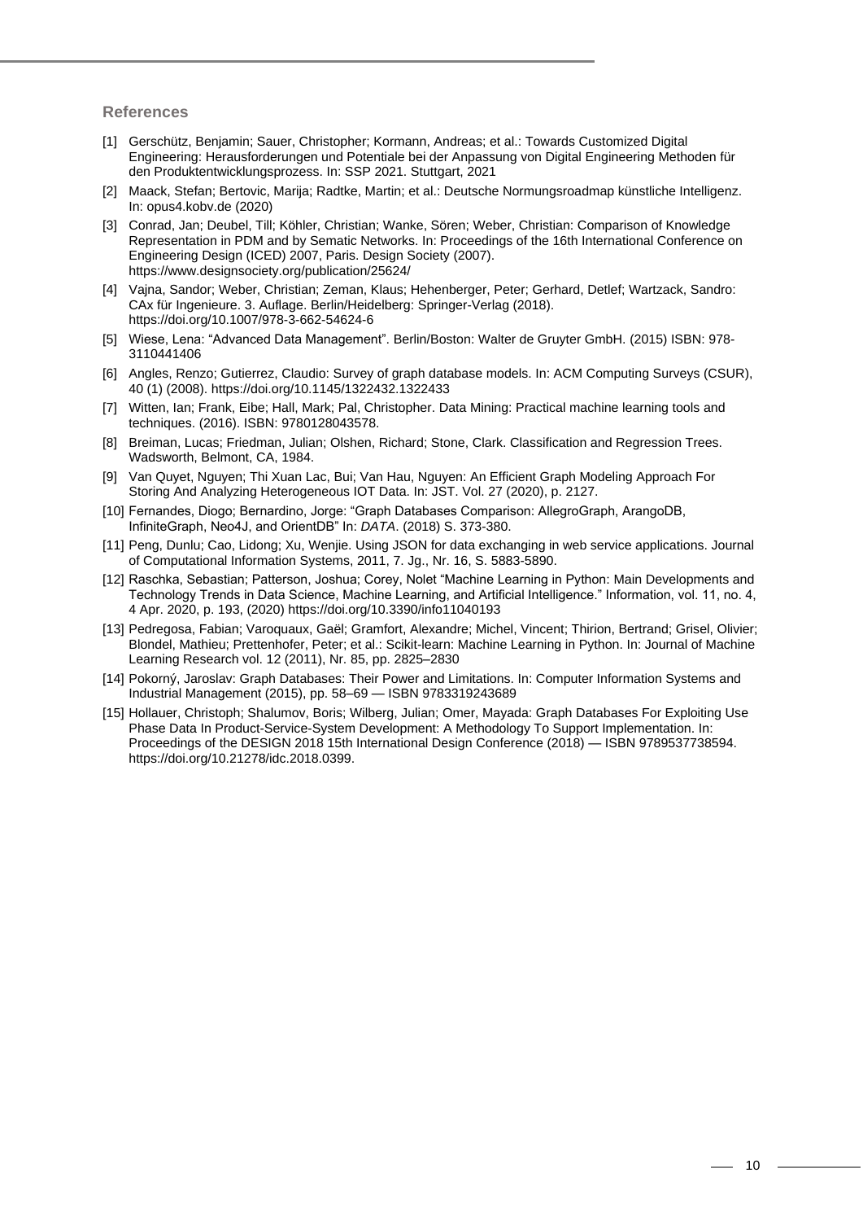## References

[1] Gerschütz, Benjamin; Sauer, Christopher; Kormann, Andreas; et al.: Towards Customized Digital Engineering: Herausforderungen und Potentiale bei der Anpassung von Digital Engineering Methoden für den Produktentwicklungsprozess. In: SSP 2021. Stuttgart, 2021

[2] Maack, Stefan; Bertovic, Marija; Radtke, Martin; et al.: Deutsche Normungsroadmap künstliche Intelligenz. In: opus4.kobv.de (2020)

[3] Conrad, Jan; Deubel, Till; Köhler, Christian; Wanke, Sören; Weber, Christian: Comparison of Knowledge Representation in PDM and by Sematic Networks. In: Proceedings of the 16th International Conference on Engineering Design (ICED) 2007, Paris. Design Society (2007). https://www.designsociety.org/publication/25624/

[4] Vajna, Sandor; Weber, Christian; Zeman, Klaus; Hehenberger, Peter; Gerhard, Detlef; Wartzack, Sandro: CAx für Ingenieure. 3. Auflage. Berlin/Heidelberg: Springer-Verlag (2018). https://doi.org/10.1007/978-3-662-54624-6

[5] Wiese, Lena: "Advanced Data Management". Berlin/Boston: Walter de Gruyter GmbH. (2015) ISBN: 978-3110441406

[6] Angles, Renzo; Gutierrez, Claudio: Survey of graph database models. In: ACM Computing Surveys (CSUR), 40 (1) (2008). https://doi.org/10.1145/1322432.1322433

[7] Witten, Ian; Frank, Eibe; Hall, Mark; Pal, Christopher. Data Mining: Practical machine learning tools and techniques. (2016). ISBN: 9780128043578.

[8] Breiman, Lucas; Friedman, Julian; Olshen, Richard; Stone, Clark. Classification and Regression Trees. Wadsworth, Belmont, CA, 1984.

[9] Van Quyet, Nguyen; Thi Xuan Lac, Bui; Van Hau, Nguyen: An Efficient Graph Modeling Approach For Storing And Analyzing Heterogeneous IOT Data. In: JST. Vol. 27 (2020), p. 2127.

[10] Fernandes, Diogo; Bernardino, Jorge: "Graph Databases Comparison: AllegroGraph, ArangoDB, InfiniteGraph, Neo4J, and OrientDB" In: *DATA*. (2018) S. 373-380.

[11] Peng, Dunlu; Cao, Lidong; Xu, Wenjie. Using JSON for data exchanging in web service applications. Journal of Computational Information Systems, 2011, 7. Jg., Nr. 16, S. 5883-5890.

[12] Raschka, Sebastian; Patterson, Joshua; Corey, Nolet "Machine Learning in Python: Main Developments and Technology Trends in Data Science, Machine Learning, and Artificial Intelligence." Information, vol. 11, no. 4, 4 Apr. 2020, p. 193, (2020) https://doi.org/10.3390/info11040193

[13] Pedregosa, Fabian; Varoquaux, Gaël; Gramfort, Alexandre; Michel, Vincent; Thirion, Bertrand; Grisel, Olivier; Blondel, Mathieu; Prettenhofer, Peter; et al.: Scikit-learn: Machine Learning in Python. In: Journal of Machine Learning Research vol. 12 (2011), Nr. 85, pp. 2825–2830

[14] Pokorný, Jaroslav: Graph Databases: Their Power and Limitations. In: Computer Information Systems and Industrial Management (2015), pp. 58–69 — ISBN 9783319243689

[15] Hollauer, Christoph; Shalumov, Boris; Wilberg, Julian; Omer, Mayada: Graph Databases For Exploiting Use Phase Data In Product-Service-System Development: A Methodology To Support Implementation. In: Proceedings of the DESIGN 2018 15th International Design Conference (2018) — ISBN 9789537738594. https://doi.org/10.21278/idc.2018.0399.